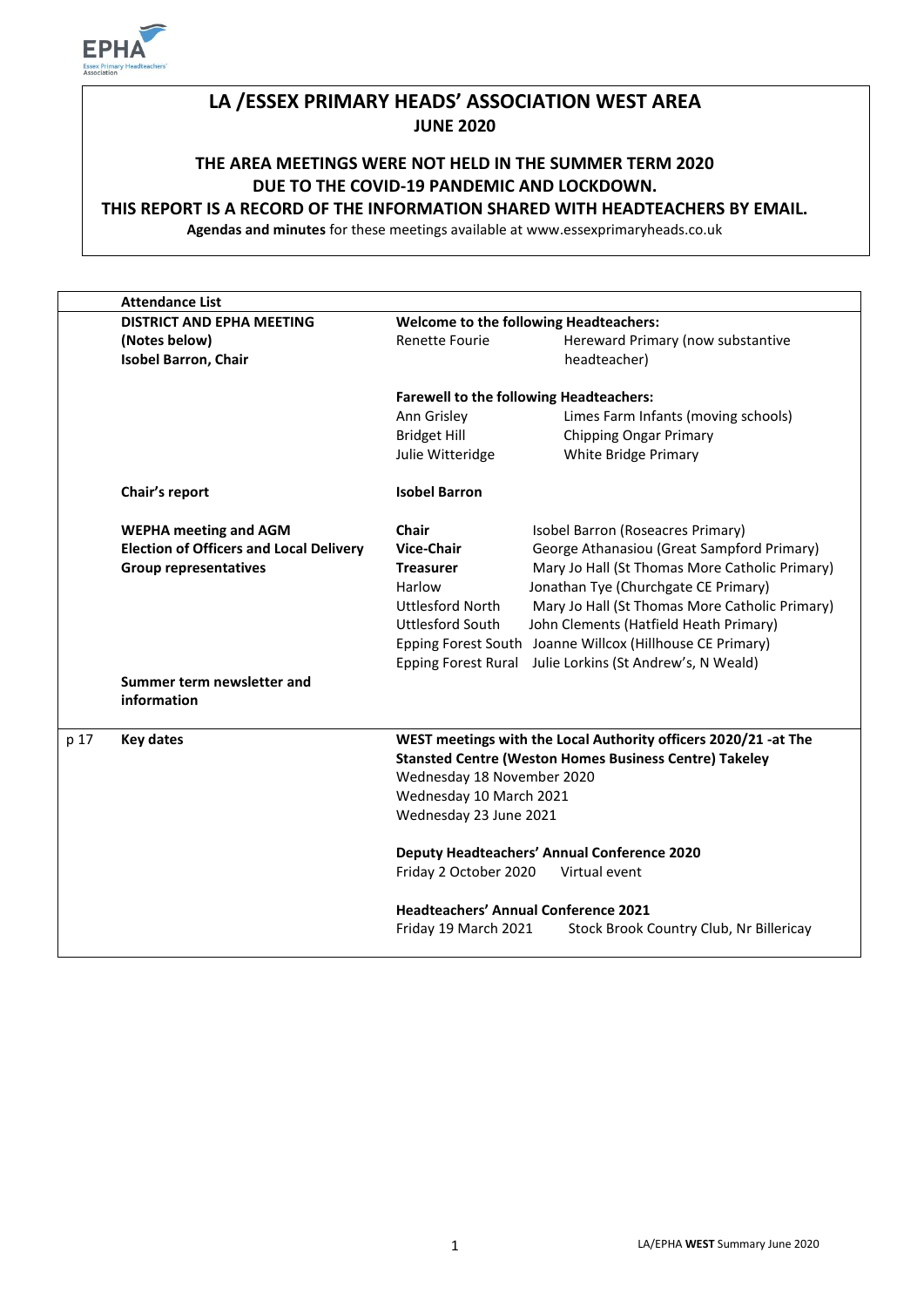EPHA
Essex Primary Headteachers' Association

# LA /ESSEX PRIMARY HEADS' ASSOCIATION WEST AREA

**JUNE 2020**

**THE AREA MEETINGS WERE NOT HELD IN THE SUMMER TERM 2020 DUE TO THE COVID-19 PANDEMIC AND LOCKDOWN.**

**THIS REPORT IS A RECORD OF THE INFORMATION SHARED WITH HEADTEACHERS BY EMAIL.**

**Agendas and minutes** for these meetings available at www.essexprimaryheads.co.uk

| | **Attendance List** | | |
|---|---|---|---|
| | **DISTRICT AND EPHA MEETING (Notes below)** **Isobel Barron, Chair** | **Welcome to the following Headteachers:** | |
| | | Renette Fourie | Hereward Primary (now substantive headteacher) |
| | | **Farewell to the following Headteachers:** | |
| | | Ann Grisley | Limes Farm Infants (moving schools) |
| | | Bridget Hill | Chipping Ongar Primary |
| | | Julie Witteridge | White Bridge Primary |
| | **Chair's report** | **Isobel Barron** | |
| | **WEPHA meeting and AGM** **Election of Officers and Local Delivery Group representatives** | **Chair** | Isobel Barron (Roseacres Primary) |
| | | **Vice-Chair** | George Athanasiou (Great Sampford Primary) |
| | | **Treasurer** | Mary Jo Hall (St Thomas More Catholic Primary) |
| | | Harlow | Jonathan Tye (Churchgate CE Primary) |
| | | Uttlesford North | Mary Jo Hall (St Thomas More Catholic Primary) |
| | | Uttlesford South | John Clements (Hatfield Heath Primary) |
| | | Epping Forest South | Joanne Willcox (Hillhouse CE Primary) |
| | | Epping Forest Rural | Julie Lorkins (St Andrew's, N Weald) |
| | **Summer term newsletter and information** | | |
| p 17 | **Key dates** | **WEST meetings with the Local Authority officers 2020/21 -at The Stansted Centre (Weston Homes Business Centre) Takeley** | |
| | | Wednesday 18 November 2020 | |
| | | Wednesday 10 March 2021 | |
| | | Wednesday 23 June 2021 | |
| | | **Deputy Headteachers' Annual Conference 2020** | |
| | | Friday 2 October 2020 | Virtual event |
| | | **Headteachers' Annual Conference 2021** | |
| | | Friday 19 March 2021 | Stock Brook Country Club, Nr Billericay |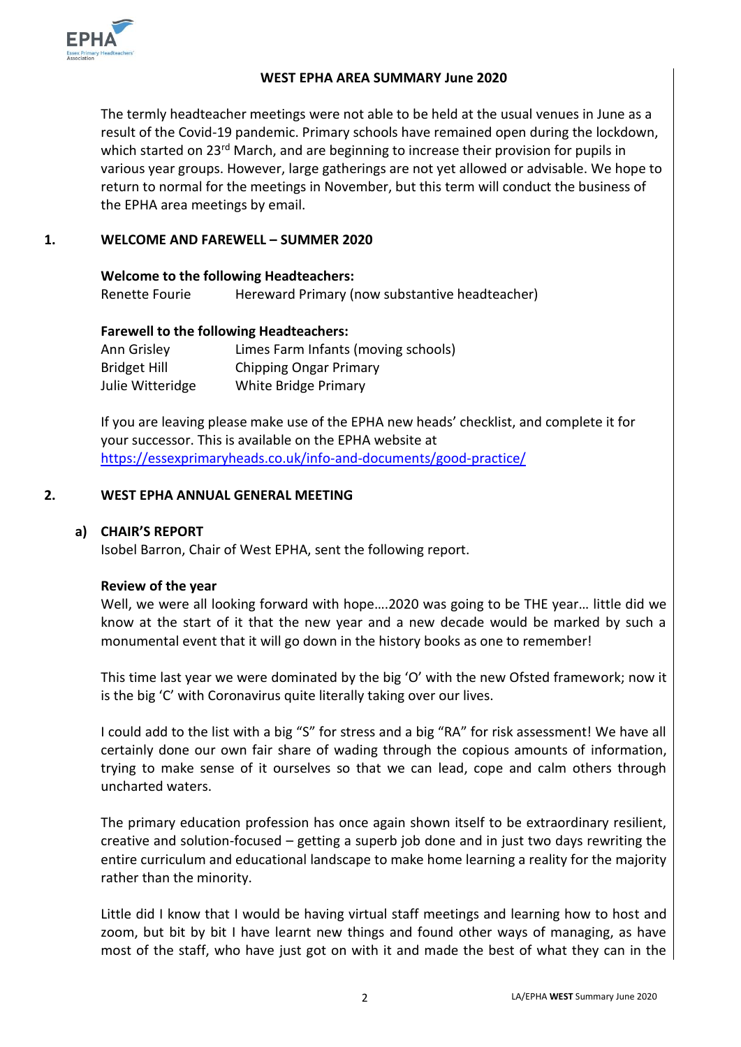**WEST EPHA AREA SUMMARY June 2020**

The termly headteacher meetings were not able to be held at the usual venues in June as a result of the Covid-19 pandemic. Primary schools have remained open during the lockdown, which started on 23rd March, and are beginning to increase their provision for pupils in various year groups. However, large gatherings are not yet allowed or advisable. We hope to return to normal for the meetings in November, but this term will conduct the business of the EPHA area meetings by email.

## 1. WELCOME AND FAREWELL – SUMMER 2020

**Welcome to the following Headteachers:**

| | |
|---|---|
| Renette Fourie | Hereward Primary (now substantive headteacher) |

**Farewell to the following Headteachers:**

| | |
|---|---|
| Ann Grisley | Limes Farm Infants (moving schools) |
| Bridget Hill | Chipping Ongar Primary |
| Julie Witteridge | White Bridge Primary |

If you are leaving please make use of the EPHA new heads' checklist, and complete it for your successor. This is available on the EPHA website at https://essexprimaryheads.co.uk/info-and-documents/good-practice/

## 2. WEST EPHA ANNUAL GENERAL MEETING

### a) CHAIR'S REPORT

Isobel Barron, Chair of West EPHA, sent the following report.

**Review of the year**

Well, we were all looking forward with hope….2020 was going to be THE year… little did we know at the start of it that the new year and a new decade would be marked by such a monumental event that it will go down in the history books as one to remember!

This time last year we were dominated by the big 'O' with the new Ofsted framework; now it is the big 'C' with Coronavirus quite literally taking over our lives.

I could add to the list with a big "S" for stress and a big "RA" for risk assessment! We have all certainly done our own fair share of wading through the copious amounts of information, trying to make sense of it ourselves so that we can lead, cope and calm others through uncharted waters.

The primary education profession has once again shown itself to be extraordinary resilient, creative and solution-focused – getting a superb job done and in just two days rewriting the entire curriculum and educational landscape to make home learning a reality for the majority rather than the minority.

Little did I know that I would be having virtual staff meetings and learning how to host and zoom, but bit by bit I have learnt new things and found other ways of managing, as have most of the staff, who have just got on with it and made the best of what they can in the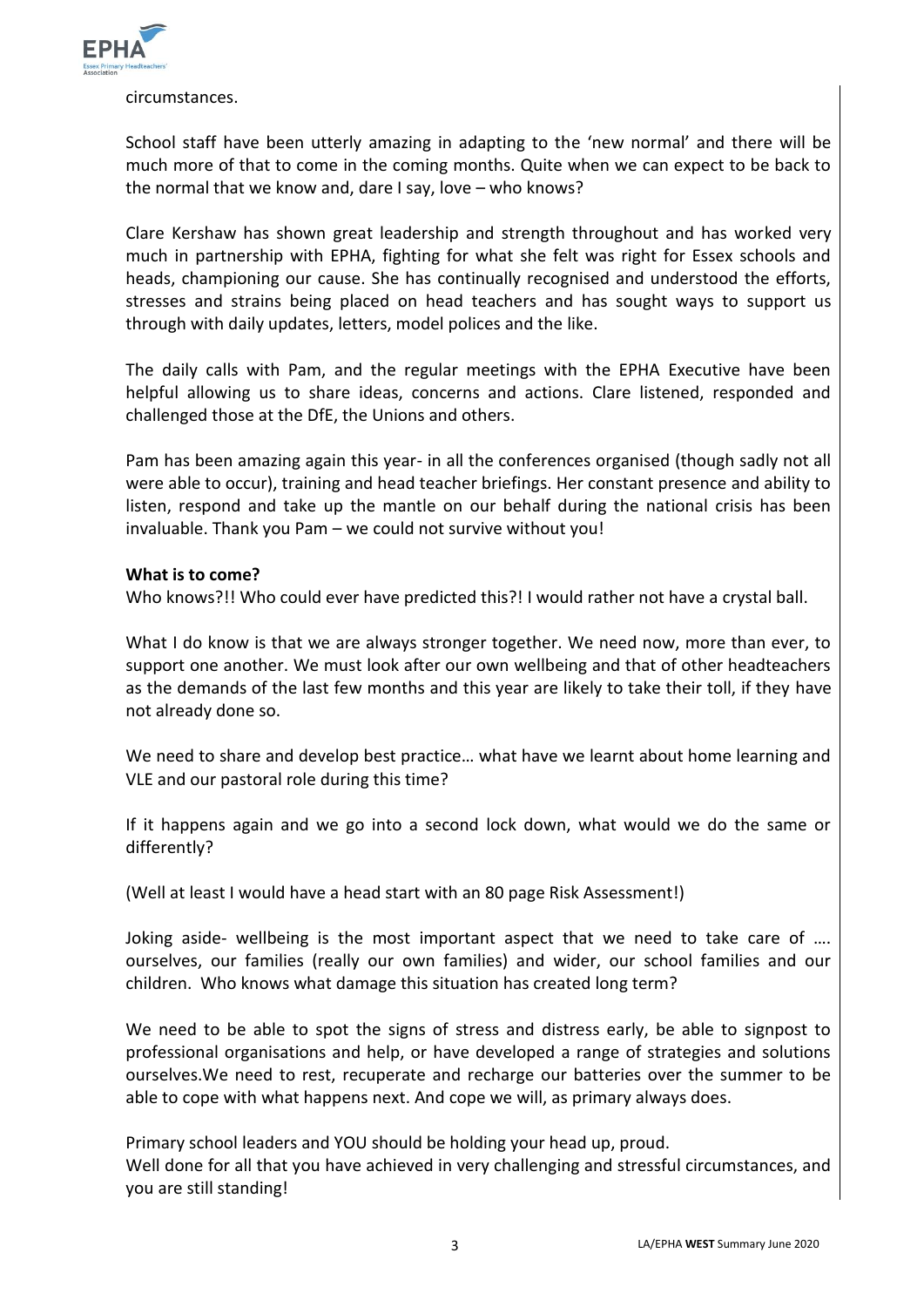circumstances.

School staff have been utterly amazing in adapting to the 'new normal' and there will be much more of that to come in the coming months. Quite when we can expect to be back to the normal that we know and, dare I say, love – who knows?

Clare Kershaw has shown great leadership and strength throughout and has worked very much in partnership with EPHA, fighting for what she felt was right for Essex schools and heads, championing our cause. She has continually recognised and understood the efforts, stresses and strains being placed on head teachers and has sought ways to support us through with daily updates, letters, model polices and the like.

The daily calls with Pam, and the regular meetings with the EPHA Executive have been helpful allowing us to share ideas, concerns and actions. Clare listened, responded and challenged those at the DfE, the Unions and others.

Pam has been amazing again this year- in all the conferences organised (though sadly not all were able to occur), training and head teacher briefings. Her constant presence and ability to listen, respond and take up the mantle on our behalf during the national crisis has been invaluable. Thank you Pam – we could not survive without you!

**What is to come?**

Who knows?!! Who could ever have predicted this?! I would rather not have a crystal ball.

What I do know is that we are always stronger together. We need now, more than ever, to support one another. We must look after our own wellbeing and that of other headteachers as the demands of the last few months and this year are likely to take their toll, if they have not already done so.

We need to share and develop best practice… what have we learnt about home learning and VLE and our pastoral role during this time?

If it happens again and we go into a second lock down, what would we do the same or differently?

(Well at least I would have a head start with an 80 page Risk Assessment!)

Joking aside- wellbeing is the most important aspect that we need to take care of …. ourselves, our families (really our own families) and wider, our school families and our children. Who knows what damage this situation has created long term?

We need to be able to spot the signs of stress and distress early, be able to signpost to professional organisations and help, or have developed a range of strategies and solutions ourselves.We need to rest, recuperate and recharge our batteries over the summer to be able to cope with what happens next. And cope we will, as primary always does.

Primary school leaders and YOU should be holding your head up, proud.
Well done for all that you have achieved in very challenging and stressful circumstances, and you are still standing!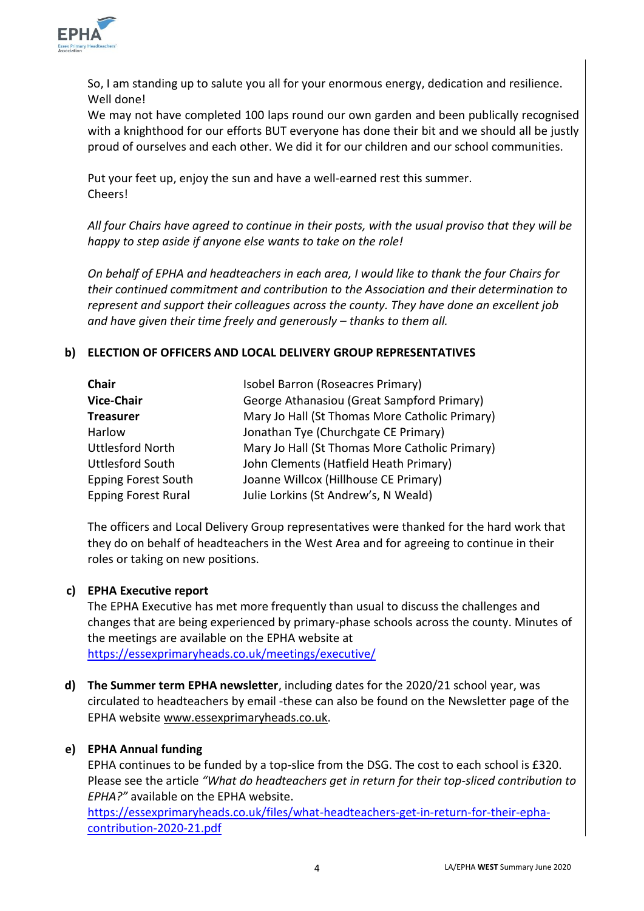So, I am standing up to salute you all for your enormous energy, dedication and resilience. Well done!
We may not have completed 100 laps round our own garden and been publically recognised with a knighthood for our efforts BUT everyone has done their bit and we should all be justly proud of ourselves and each other. We did it for our children and our school communities.

Put your feet up, enjoy the sun and have a well-earned rest this summer.
Cheers!

*All four Chairs have agreed to continue in their posts, with the usual proviso that they will be happy to step aside if anyone else wants to take on the role!*

*On behalf of EPHA and headteachers in each area, I would like to thank the four Chairs for their continued commitment and contribution to the Association and their determination to represent and support their colleagues across the county. They have done an excellent job and have given their time freely and generously – thanks to them all.*

**b) ELECTION OF OFFICERS AND LOCAL DELIVERY GROUP REPRESENTATIVES**

| | |
|---|---|
| **Chair** | Isobel Barron (Roseacres Primary) |
| **Vice-Chair** | George Athanasiou (Great Sampford Primary) |
| **Treasurer** | Mary Jo Hall (St Thomas More Catholic Primary) |
| Harlow | Jonathan Tye (Churchgate CE Primary) |
| Uttlesford North | Mary Jo Hall (St Thomas More Catholic Primary) |
| Uttlesford South | John Clements (Hatfield Heath Primary) |
| Epping Forest South | Joanne Willcox (Hillhouse CE Primary) |
| Epping Forest Rural | Julie Lorkins (St Andrew's, N Weald) |

The officers and Local Delivery Group representatives were thanked for the hard work that they do on behalf of headteachers in the West Area and for agreeing to continue in their roles or taking on new positions.

**c) EPHA Executive report**
The EPHA Executive has met more frequently than usual to discuss the challenges and changes that are being experienced by primary-phase schools across the county. Minutes of the meetings are available on the EPHA website at https://essexprimaryheads.co.uk/meetings/executive/

**d) The Summer term EPHA newsletter**, including dates for the 2020/21 school year, was circulated to headteachers by email -these can also be found on the Newsletter page of the EPHA website www.essexprimaryheads.co.uk.

**e) EPHA Annual funding**
EPHA continues to be funded by a top-slice from the DSG. The cost to each school is £320. Please see the article *"What do headteachers get in return for their top-sliced contribution to EPHA?"* available on the EPHA website.
https://essexprimaryheads.co.uk/files/what-headteachers-get-in-return-for-their-epha-contribution-2020-21.pdf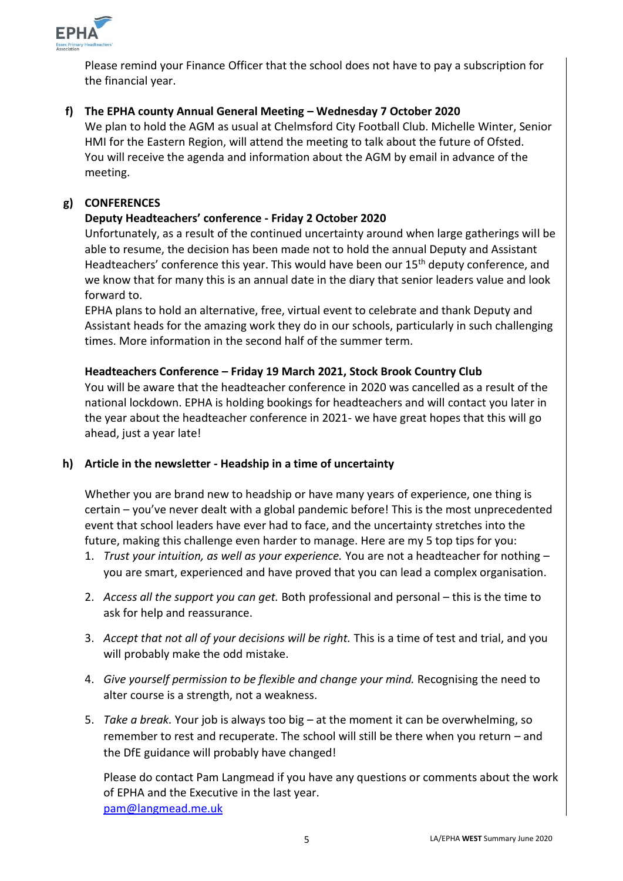Please remind your Finance Officer that the school does not have to pay a subscription for the financial year.

**f) The EPHA county Annual General Meeting – Wednesday 7 October 2020**

We plan to hold the AGM as usual at Chelmsford City Football Club. Michelle Winter, Senior HMI for the Eastern Region, will attend the meeting to talk about the future of Ofsted. You will receive the agenda and information about the AGM by email in advance of the meeting.

**g) CONFERENCES**

**Deputy Headteachers' conference - Friday 2 October 2020**

Unfortunately, as a result of the continued uncertainty around when large gatherings will be able to resume, the decision has been made not to hold the annual Deputy and Assistant Headteachers' conference this year. This would have been our 15th deputy conference, and we know that for many this is an annual date in the diary that senior leaders value and look forward to.

EPHA plans to hold an alternative, free, virtual event to celebrate and thank Deputy and Assistant heads for the amazing work they do in our schools, particularly in such challenging times. More information in the second half of the summer term.

**Headteachers Conference – Friday 19 March 2021, Stock Brook Country Club**

You will be aware that the headteacher conference in 2020 was cancelled as a result of the national lockdown. EPHA is holding bookings for headteachers and will contact you later in the year about the headteacher conference in 2021- we have great hopes that this will go ahead, just a year late!

**h) Article in the newsletter - Headship in a time of uncertainty**

Whether you are brand new to headship or have many years of experience, one thing is certain – you've never dealt with a global pandemic before! This is the most unprecedented event that school leaders have ever had to face, and the uncertainty stretches into the future, making this challenge even harder to manage. Here are my 5 top tips for you:

1. *Trust your intuition, as well as your experience.* You are not a headteacher for nothing – you are smart, experienced and have proved that you can lead a complex organisation.
2. *Access all the support you can get.* Both professional and personal – this is the time to ask for help and reassurance.
3. *Accept that not all of your decisions will be right.* This is a time of test and trial, and you will probably make the odd mistake.
4. *Give yourself permission to be flexible and change your mind.* Recognising the need to alter course is a strength, not a weakness.
5. *Take a break.* Your job is always too big – at the moment it can be overwhelming, so remember to rest and recuperate. The school will still be there when you return – and the DfE guidance will probably have changed!

Please do contact Pam Langmead if you have any questions or comments about the work of EPHA and the Executive in the last year.
[pam@langmead.me.uk](mailto:pam@langmead.me.uk)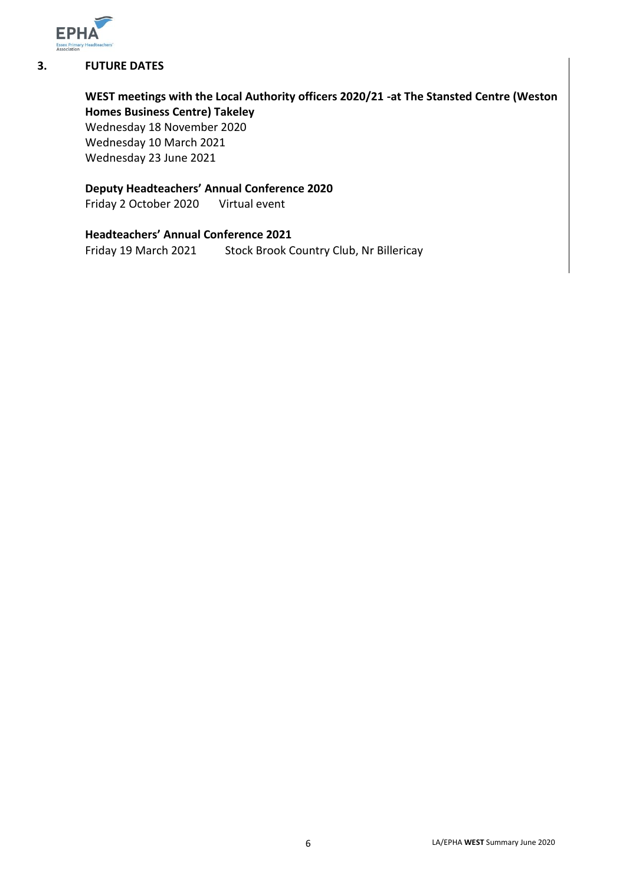## 3. FUTURE DATES

**WEST meetings with the Local Authority officers 2020/21 -at The Stansted Centre (Weston Homes Business Centre) Takeley**

Wednesday 18 November 2020
Wednesday 10 March 2021
Wednesday 23 June 2021

**Deputy Headteachers' Annual Conference 2020**

Friday 2 October 2020 Virtual event

**Headteachers' Annual Conference 2021**

Friday 19 March 2021 Stock Brook Country Club, Nr Billericay